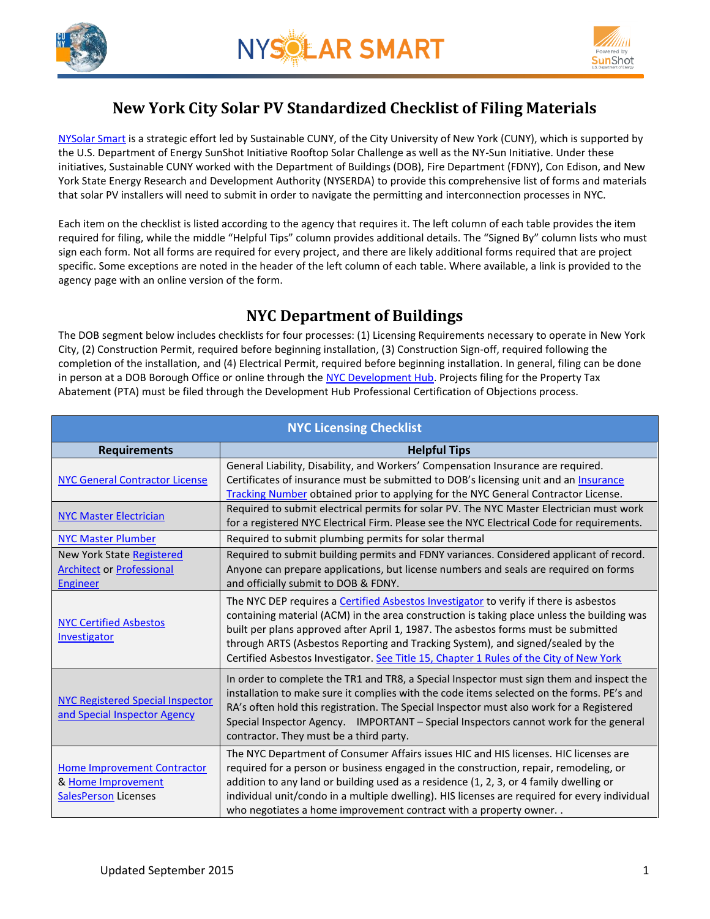# New York City Solar PV Standardized Checklist of Filing Materials

NYSolar Smart is a strategic effort led by Sustainable CUNY, of the City University of New York (CUNY), which is supported by the U.S. Department of Energy SunShot Initiative Rooftop Solar Challenge as well as the NY-Sun Initiative. Under these initiatives, Sustainable CUNY worked with the Department of Buildings (DOB), Fire Department (FDNY), Con Edison, and New York State Energy Research and Development Authority (NYSERDA) to provide this comprehensive list of forms and materials that solar PV installers will need to submit in order to navigate the permitting and interconnection processes in NYC.

Each item on the checklist is listed according to the agency that requires it. The left column of each table provides the item required for filing, while the middle "Helpful Tips" column provides additional details. The "Signed By" column lists who must sign each form. Not all forms are required for every project, and there are likely additional forms required that are project specific. Some exceptions are noted in the header of the left column of each table. Where available, a link is provided to the agency page with an online version of the form.

## NYC Department of Buildings

The DOB segment below includes checklists for four processes: (1) Licensing Requirements necessary to operate in New York City, (2) Construction Permit, required before beginning installation, (3) Construction Sign-off, required following the completion of the installation, and (4) Electrical Permit, required before beginning installation. In general, filing can be done in person at a DOB Borough Office or online through the NYC Development Hub. Projects filing for the Property Tax Abatement (PTA) must be filed through the Development Hub Professional Certification of Objections process.

| NYC Licensing Checklist | |
|---|---|
| **Requirements** | **Helpful Tips** |
| NYC General Contractor License | General Liability, Disability, and Workers' Compensation Insurance are required. Certificates of insurance must be submitted to DOB's licensing unit and an Insurance Tracking Number obtained prior to applying for the NYC General Contractor License. |
| NYC Master Electrician | Required to submit electrical permits for solar PV. The NYC Master Electrician must work for a registered NYC Electrical Firm. Please see the NYC Electrical Code for requirements. |
| NYC Master Plumber | Required to submit plumbing permits for solar thermal |
| New York State Registered Architect or Professional Engineer | Required to submit building permits and FDNY variances. Considered applicant of record. Anyone can prepare applications, but license numbers and seals are required on forms and officially submit to DOB & FDNY. |
| NYC Certified Asbestos Investigator | The NYC DEP requires a Certified Asbestos Investigator to verify if there is asbestos containing material (ACM) in the area construction is taking place unless the building was built per plans approved after April 1, 1987. The asbestos forms must be submitted through ARTS (Asbestos Reporting and Tracking System), and signed/sealed by the Certified Asbestos Investigator. See Title 15, Chapter 1 Rules of the City of New York |
| NYC Registered Special Inspector and Special Inspector Agency | In order to complete the TR1 and TR8, a Special Inspector must sign them and inspect the installation to make sure it complies with the code items selected on the forms. PE's and RA's often hold this registration. The Special Inspector must also work for a Registered Special Inspector Agency. IMPORTANT – Special Inspectors cannot work for the general contractor. They must be a third party. |
| Home Improvement Contractor & Home Improvement SalesPerson Licenses | The NYC Department of Consumer Affairs issues HIC and HIS licenses. HIC licenses are required for a person or business engaged in the construction, repair, remodeling, or addition to any land or building used as a residence (1, 2, 3, or 4 family dwelling or individual unit/condo in a multiple dwelling). HIS licenses are required for every individual who negotiates a home improvement contract with a property owner. . |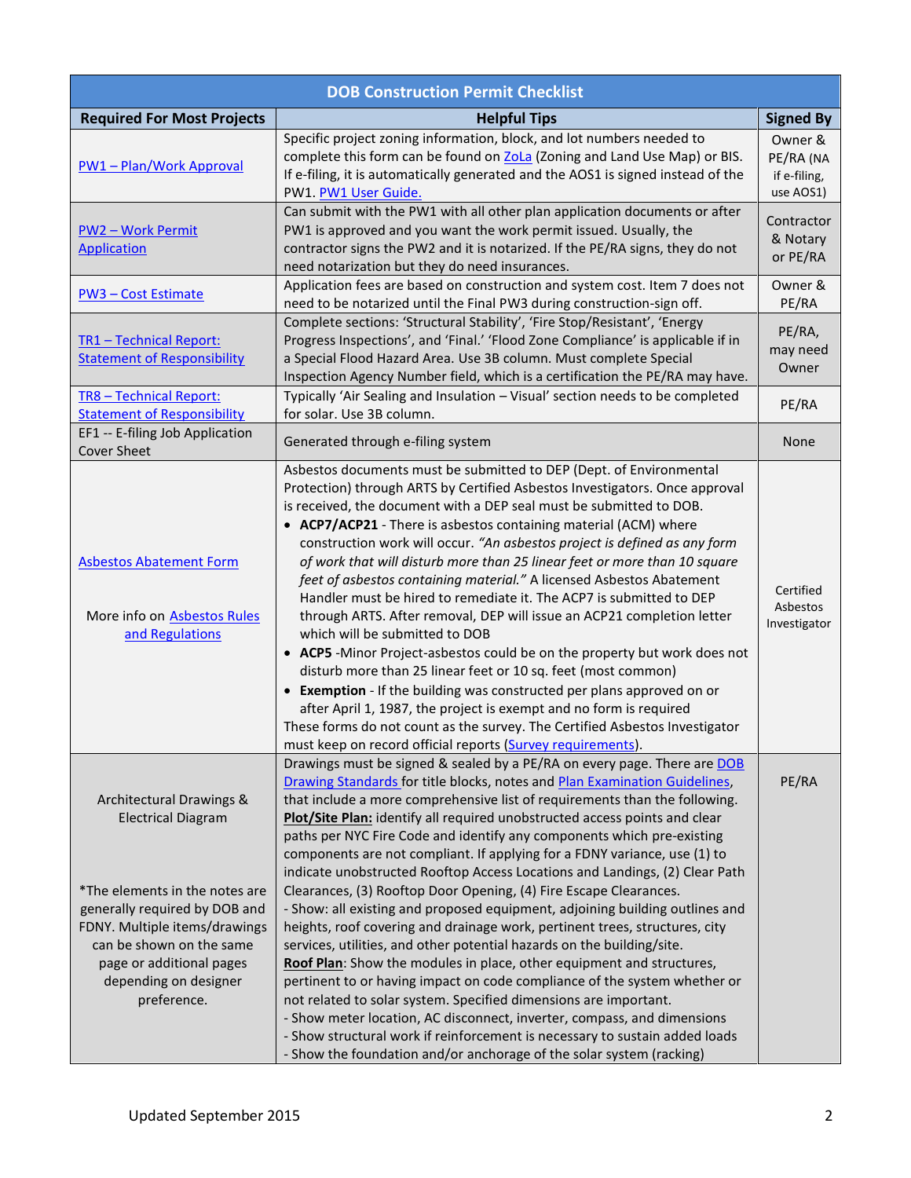| DOB Construction Permit Checklist | | |
|---|---|---|
| **Required For Most Projects** | **Helpful Tips** | **Signed By** |
| PW1 – Plan/Work Approval | Specific project zoning information, block, and lot numbers needed to complete this form can be found on ZoLa (Zoning and Land Use Map) or BIS. If e-filing, it is automatically generated and the AOS1 is signed instead of the PW1. PW1 User Guide. | Owner & PE/RA (NA if e-filing, use AOS1) |
| PW2 – Work Permit Application | Can submit with the PW1 with all other plan application documents or after PW1 is approved and you want the work permit issued. Usually, the contractor signs the PW2 and it is notarized. If the PE/RA signs, they do not need notarization but they do need insurances. | Contractor & Notary or PE/RA |
| PW3 – Cost Estimate | Application fees are based on construction and system cost. Item 7 does not need to be notarized until the Final PW3 during construction-sign off. | Owner & PE/RA |
| TR1 – Technical Report: Statement of Responsibility | Complete sections: 'Structural Stability', 'Fire Stop/Resistant', 'Energy Progress Inspections', and 'Final.' 'Flood Zone Compliance' is applicable if in a Special Flood Hazard Area. Use 3B column. Must complete Special Inspection Agency Number field, which is a certification the PE/RA may have. | PE/RA, may need Owner |
| TR8 – Technical Report: Statement of Responsibility | Typically 'Air Sealing and Insulation – Visual' section needs to be completed for solar. Use 3B column. | PE/RA |
| EF1 -- E-filing Job Application Cover Sheet | Generated through e-filing system | None |
| Asbestos Abatement Form<br><br>More info on Asbestos Rules and Regulations | Asbestos documents must be submitted to DEP (Dept. of Environmental Protection) through ARTS by Certified Asbestos Investigators. Once approval is received, the document with a DEP seal must be submitted to DOB.<br>• **ACP7/ACP21** - There is asbestos containing material (ACM) where construction work will occur. *"An asbestos project is defined as any form of work that will disturb more than 25 linear feet or more than 10 square feet of asbestos containing material."* A licensed Asbestos Abatement Handler must be hired to remediate it. The ACP7 is submitted to DEP through ARTS. After removal, DEP will issue an ACP21 completion letter which will be submitted to DOB<br>• **ACP5** -Minor Project-asbestos could be on the property but work does not disturb more than 25 linear feet or 10 sq. feet (most common)<br>• **Exemption** - If the building was constructed per plans approved on or after April 1, 1987, the project is exempt and no form is required<br>These forms do not count as the survey. The Certified Asbestos Investigator must keep on record official reports (Survey requirements). | Certified Asbestos Investigator |
| Architectural Drawings & Electrical Diagram<br><br>*The elements in the notes are generally required by DOB and FDNY. Multiple items/drawings can be shown on the same page or additional pages depending on designer preference. | Drawings must be signed & sealed by a PE/RA on every page. There are DOB Drawing Standards for title blocks, notes and Plan Examination Guidelines, that include a more comprehensive list of requirements than the following.<br>**Plot/Site Plan:** identify all required unobstructed access points and clear paths per NYC Fire Code and identify any components which pre-existing components are not compliant. If applying for a FDNY variance, use (1) to indicate unobstructed Rooftop Access Locations and Landings, (2) Clear Path Clearances, (3) Rooftop Door Opening, (4) Fire Escape Clearances.<br>- Show: all existing and proposed equipment, adjoining building outlines and heights, roof covering and drainage work, pertinent trees, structures, city services, utilities, and other potential hazards on the building/site.<br>**Roof Plan**: Show the modules in place, other equipment and structures, pertinent to or having impact on code compliance of the system whether or not related to solar system. Specified dimensions are important.<br>- Show meter location, AC disconnect, inverter, compass, and dimensions<br>- Show structural work if reinforcement is necessary to sustain added loads<br>- Show the foundation and/or anchorage of the solar system (racking) | PE/RA |

Updated September 2015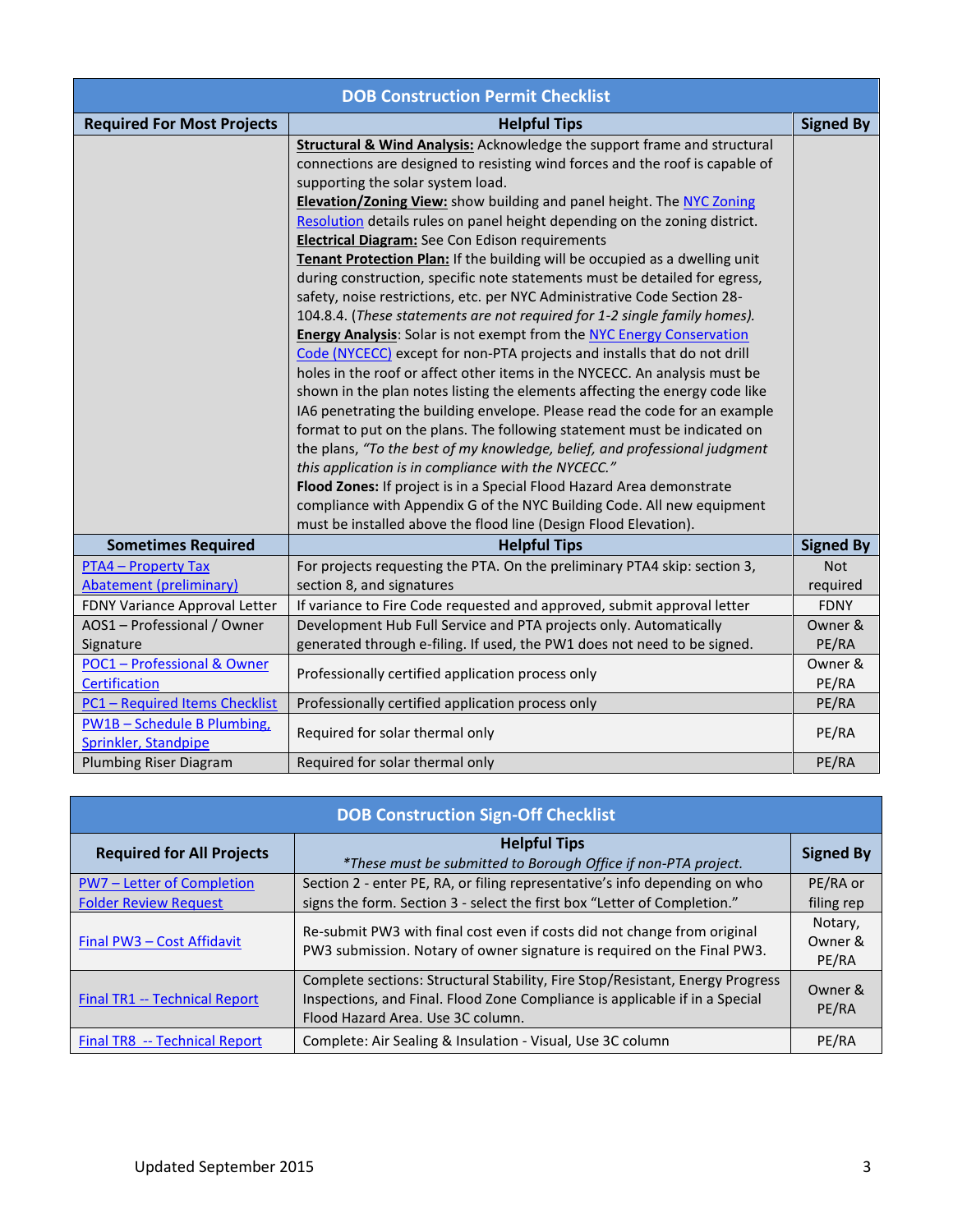| DOB Construction Permit Checklist | | |
|---|---|---|
| **Required For Most Projects** | **Helpful Tips** | **Signed By** |
| | **Structural & Wind Analysis:** Acknowledge the support frame and structural connections are designed to resisting wind forces and the roof is capable of supporting the solar system load. **Elevation/Zoning View:** show building and panel height. The NYC Zoning Resolution details rules on panel height depending on the zoning district. **Electrical Diagram:** See Con Edison requirements **Tenant Protection Plan:** If the building will be occupied as a dwelling unit during construction, specific note statements must be detailed for egress, safety, noise restrictions, etc. per NYC Administrative Code Section 28-104.8.4. (*These statements are not required for 1-2 single family homes).* **Energy Analysis**: Solar is not exempt from the NYC Energy Conservation Code (NYCECC) except for non-PTA projects and installs that do not drill holes in the roof or affect other items in the NYCECC. An analysis must be shown in the plan notes listing the elements affecting the energy code like IA6 penetrating the building envelope. Please read the code for an example format to put on the plans. The following statement must be indicated on the plans, *"To the best of my knowledge, belief, and professional judgment this application is in compliance with the NYCECC."* **Flood Zones:** If project is in a Special Flood Hazard Area demonstrate compliance with Appendix G of the NYC Building Code. All new equipment must be installed above the flood line (Design Flood Elevation). | |
| **Sometimes Required** | **Helpful Tips** | **Signed By** |
| PTA4 – Property Tax Abatement (preliminary) | For projects requesting the PTA. On the preliminary PTA4 skip: section 3, section 8, and signatures | Not required |
| FDNY Variance Approval Letter | If variance to Fire Code requested and approved, submit approval letter | FDNY |
| AOS1 – Professional / Owner Signature | Development Hub Full Service and PTA projects only. Automatically generated through e-filing. If used, the PW1 does not need to be signed. | Owner & PE/RA |
| POC1 – Professional & Owner Certification | Professionally certified application process only | Owner & PE/RA |
| PC1 – Required Items Checklist | Professionally certified application process only | PE/RA |
| PW1B – Schedule B Plumbing, Sprinkler, Standpipe | Required for solar thermal only | PE/RA |
| Plumbing Riser Diagram | Required for solar thermal only | PE/RA |

| DOB Construction Sign-Off Checklist | | |
|---|---|---|
| **Required for All Projects** | **Helpful Tips** *\*These must be submitted to Borough Office if non-PTA project.* | **Signed By** |
| PW7 – Letter of Completion Folder Review Request | Section 2 - enter PE, RA, or filing representative's info depending on who signs the form. Section 3 - select the first box "Letter of Completion." | PE/RA or filing rep |
| Final PW3 – Cost Affidavit | Re-submit PW3 with final cost even if costs did not change from original PW3 submission. Notary of owner signature is required on the Final PW3. | Notary, Owner & PE/RA |
| Final TR1 -- Technical Report | Complete sections: Structural Stability, Fire Stop/Resistant, Energy Progress Inspections, and Final. Flood Zone Compliance is applicable if in a Special Flood Hazard Area. Use 3C column. | Owner & PE/RA |
| Final TR8 -- Technical Report | Complete: Air Sealing & Insulation - Visual, Use 3C column | PE/RA |

Updated September 2015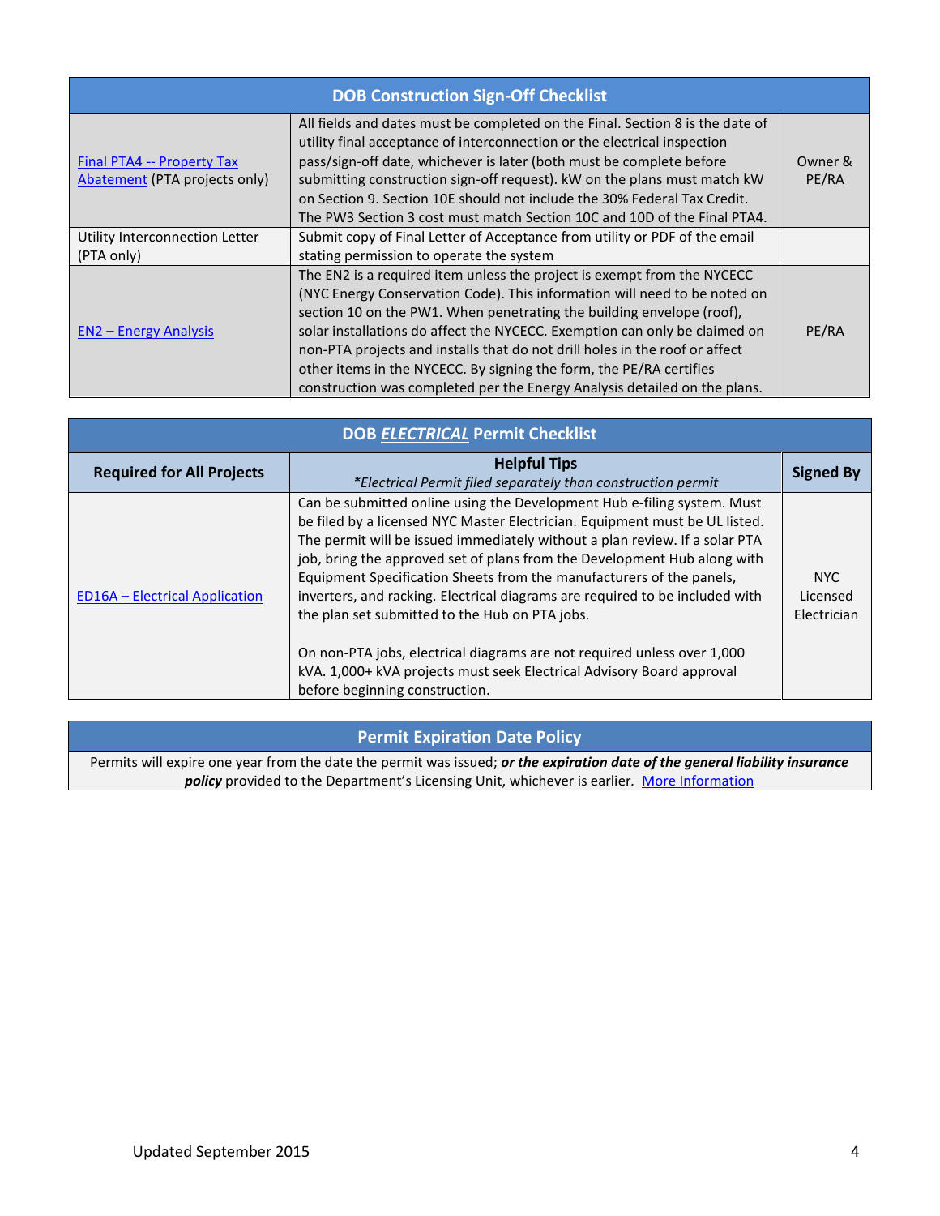| DOB Construction Sign-Off Checklist | | |
|---|---|---|
| Final PTA4 -- Property Tax Abatement (PTA projects only) | All fields and dates must be completed on the Final. Section 8 is the date of utility final acceptance of interconnection or the electrical inspection pass/sign-off date, whichever is later (both must be complete before submitting construction sign-off request). kW on the plans must match kW on Section 9. Section 10E should not include the 30% Federal Tax Credit. The PW3 Section 3 cost must match Section 10C and 10D of the Final PTA4. | Owner & PE/RA |
| Utility Interconnection Letter (PTA only) | Submit copy of Final Letter of Acceptance from utility or PDF of the email stating permission to operate the system | |
| EN2 – Energy Analysis | The EN2 is a required item unless the project is exempt from the NYCECC (NYC Energy Conservation Code). This information will need to be noted on section 10 on the PW1. When penetrating the building envelope (roof), solar installations do affect the NYCECC. Exemption can only be claimed on non-PTA projects and installs that do not drill holes in the roof or affect other items in the NYCECC. By signing the form, the PE/RA certifies construction was completed per the Energy Analysis detailed on the plans. | PE/RA |

| DOB ***ELECTRICAL*** Permit Checklist | | |
|---|---|---|
| **Required for All Projects** | **Helpful Tips**<br>*\*Electrical Permit filed separately than construction permit* | **Signed By** |
| ED16A – Electrical Application | Can be submitted online using the Development Hub e-filing system. Must be filed by a licensed NYC Master Electrician. Equipment must be UL listed. The permit will be issued immediately without a plan review. If a solar PTA job, bring the approved set of plans from the Development Hub along with Equipment Specification Sheets from the manufacturers of the panels, inverters, and racking. Electrical diagrams are required to be included with the plan set submitted to the Hub on PTA jobs.<br><br>On non-PTA jobs, electrical diagrams are not required unless over 1,000 kVA. 1,000+ kVA projects must seek Electrical Advisory Board approval before beginning construction. | NYC Licensed Electrician |

| Permit Expiration Date Policy |
|---|
| Permits will expire one year from the date the permit was issued; ***or the expiration date of the general liability insurance policy*** provided to the Department's Licensing Unit, whichever is earlier. More Information |

Updated September 2015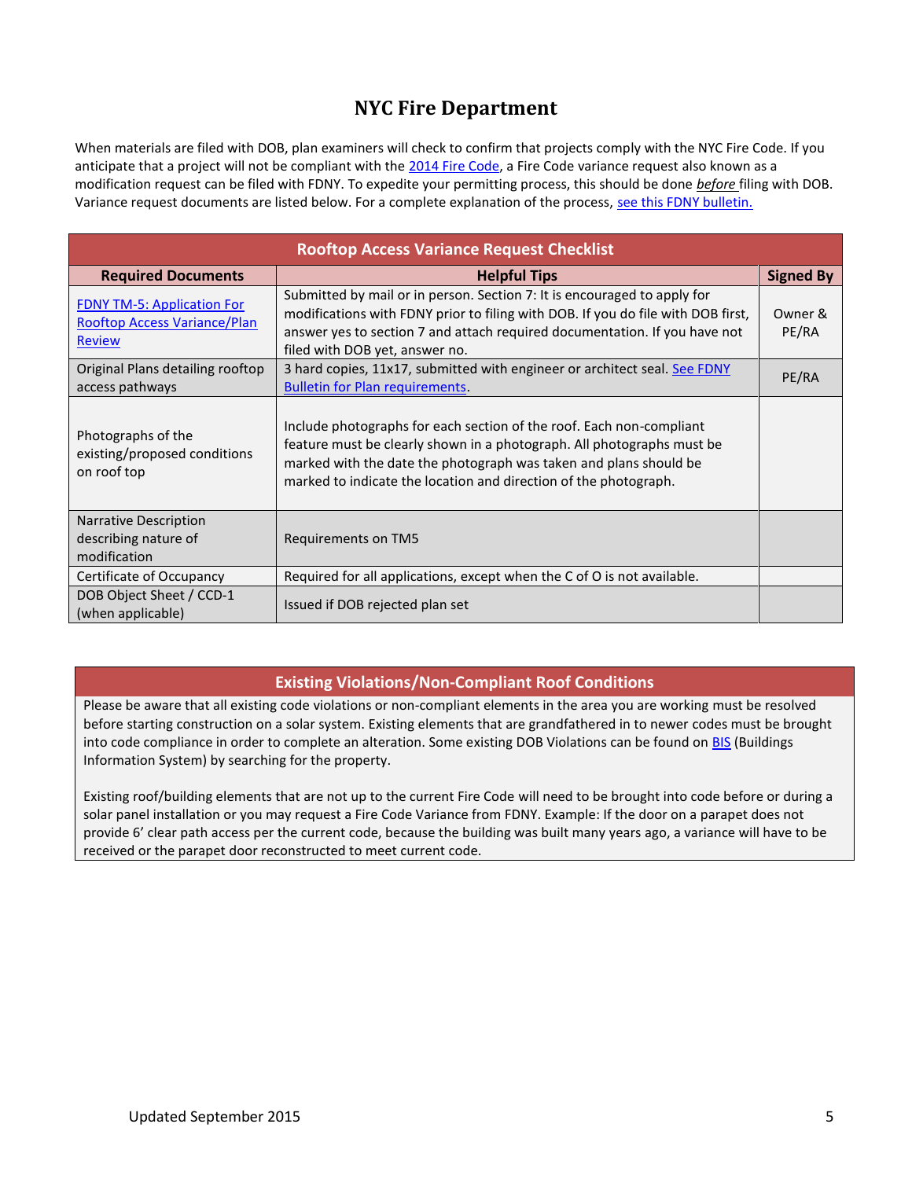# NYC Fire Department

When materials are filed with DOB, plan examiners will check to confirm that projects comply with the NYC Fire Code. If you anticipate that a project will not be compliant with the [2014 Fire Code](), a Fire Code variance request also known as a modification request can be filed with FDNY. To expedite your permitting process, this should be done *before* filing with DOB. Variance request documents are listed below. For a complete explanation of the process, [see this FDNY bulletin.]()

| Rooftop Access Variance Request Checklist | | |
|---|---|---|
| **Required Documents** | **Helpful Tips** | **Signed By** |
| [FDNY TM-5: Application For Rooftop Access Variance/Plan Review]() | Submitted by mail or in person. Section 7: It is encouraged to apply for modifications with FDNY prior to filing with DOB. If you do file with DOB first, answer yes to section 7 and attach required documentation. If you have not filed with DOB yet, answer no. | Owner & PE/RA |
| Original Plans detailing rooftop access pathways | 3 hard copies, 11x17, submitted with engineer or architect seal. [See FDNY Bulletin for Plan requirements](). | PE/RA |
| Photographs of the existing/proposed conditions on roof top | Include photographs for each section of the roof. Each non-compliant feature must be clearly shown in a photograph. All photographs must be marked with the date the photograph was taken and plans should be marked to indicate the location and direction of the photograph. | |
| Narrative Description describing nature of modification | Requirements on TM5 | |
| Certificate of Occupancy | Required for all applications, except when the C of O is not available. | |
| DOB Object Sheet / CCD-1 (when applicable) | Issued if DOB rejected plan set | |

## Existing Violations/Non-Compliant Roof Conditions

Please be aware that all existing code violations or non-compliant elements in the area you are working must be resolved before starting construction on a solar system. Existing elements that are grandfathered in to newer codes must be brought into code compliance in order to complete an alteration. Some existing DOB Violations can be found on [BIS]() (Buildings Information System) by searching for the property.

Existing roof/building elements that are not up to the current Fire Code will need to be brought into code before or during a solar panel installation or you may request a Fire Code Variance from FDNY. Example: If the door on a parapet does not provide 6' clear path access per the current code, because the building was built many years ago, a variance will have to be received or the parapet door reconstructed to meet current code.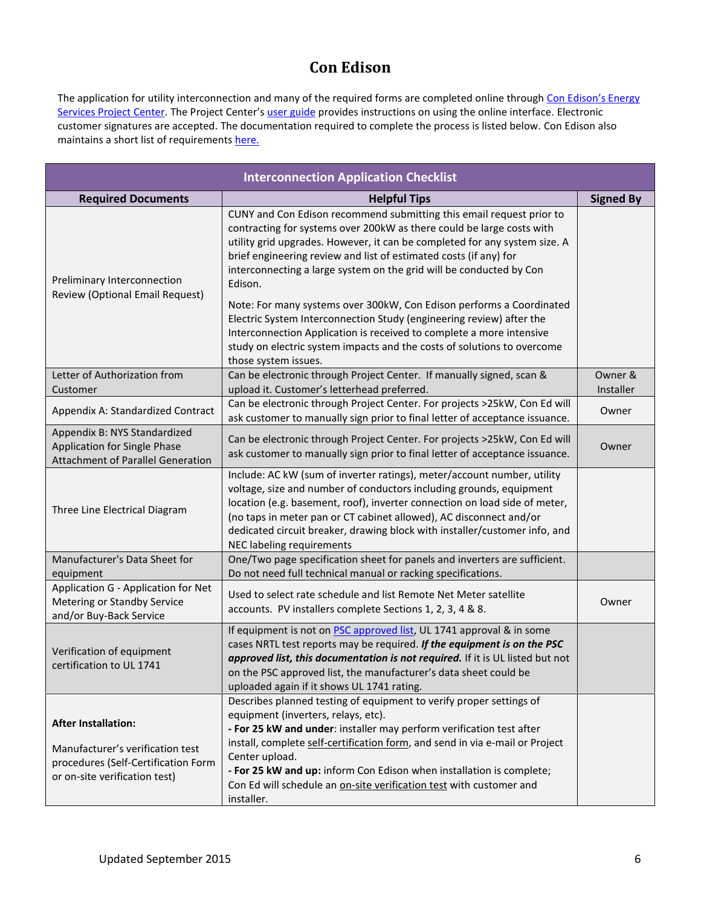# Con Edison

The application for utility interconnection and many of the required forms are completed online through Con Edison's Energy Services Project Center. The Project Center's user guide provides instructions on using the online interface. Electronic customer signatures are accepted. The documentation required to complete the process is listed below. Con Edison also maintains a short list of requirements here.

| Interconnection Application Checklist | | |
|---|---|---|
| **Required Documents** | **Helpful Tips** | **Signed By** |
| Preliminary Interconnection Review (Optional Email Request) | CUNY and Con Edison recommend submitting this email request prior to contracting for systems over 200kW as there could be large costs with utility grid upgrades. However, it can be completed for any system size. A brief engineering review and list of estimated costs (if any) for interconnecting a large system on the grid will be conducted by Con Edison.<br><br>Note: For many systems over 300kW, Con Edison performs a Coordinated Electric System Interconnection Study (engineering review) after the Interconnection Application is received to complete a more intensive study on electric system impacts and the costs of solutions to overcome those system issues. | |
| Letter of Authorization from Customer | Can be electronic through Project Center. If manually signed, scan & upload it. Customer's letterhead preferred. | Owner & Installer |
| Appendix A: Standardized Contract | Can be electronic through Project Center. For projects >25kW, Con Ed will ask customer to manually sign prior to final letter of acceptance issuance. | Owner |
| Appendix B: NYS Standardized Application for Single Phase Attachment of Parallel Generation | Can be electronic through Project Center. For projects >25kW, Con Ed will ask customer to manually sign prior to final letter of acceptance issuance. | Owner |
| Three Line Electrical Diagram | Include: AC kW (sum of inverter ratings), meter/account number, utility voltage, size and number of conductors including grounds, equipment location (e.g. basement, roof), inverter connection on load side of meter, (no taps in meter pan or CT cabinet allowed), AC disconnect and/or dedicated circuit breaker, drawing block with installer/customer info, and NEC labeling requirements | |
| Manufacturer's Data Sheet for equipment | One/Two page specification sheet for panels and inverters are sufficient. Do not need full technical manual or racking specifications. | |
| Application G - Application for Net Metering or Standby Service and/or Buy-Back Service | Used to select rate schedule and list Remote Net Meter satellite accounts. PV installers complete Sections 1, 2, 3, 4 & 8. | Owner |
| Verification of equipment certification to UL 1741 | If equipment is not on PSC approved list, UL 1741 approval & in some cases NRTL test reports may be required. ***If the equipment is on the PSC approved list, this documentation is not required.*** If it is UL listed but not on the PSC approved list, the manufacturer's data sheet could be uploaded again if it shows UL 1741 rating. | |
| **After Installation:**<br><br>Manufacturer's verification test procedures (Self-Certification Form or on-site verification test) | Describes planned testing of equipment to verify proper settings of equipment (inverters, relays, etc).<br>**- For 25 kW and under**: installer may perform verification test after install, complete self-certification form, and send in via e-mail or Project Center upload.<br>**- For 25 kW and up:** inform Con Edison when installation is complete; Con Ed will schedule an on-site verification test with customer and installer. | |

Updated September 2015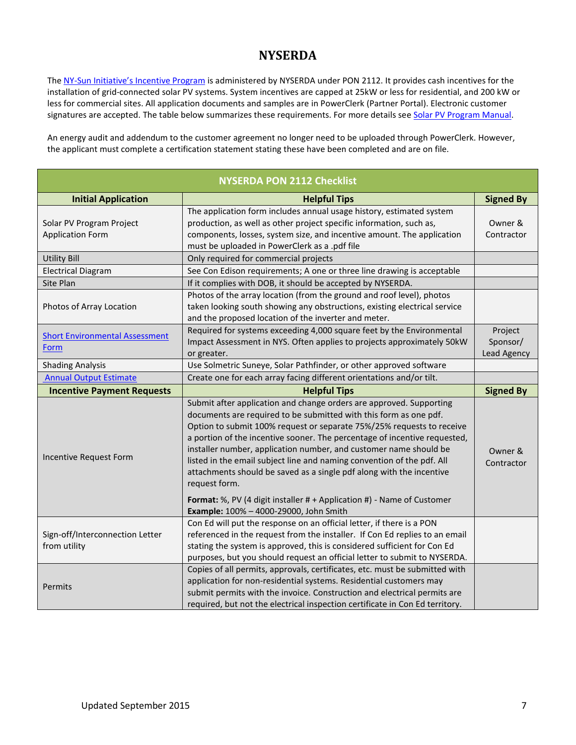# NYSERDA

The [NY-Sun Initiative's Incentive Program]() is administered by NYSERDA under PON 2112. It provides cash incentives for the installation of grid-connected solar PV systems. System incentives are capped at 25kW or less for residential, and 200 kW or less for commercial sites. All application documents and samples are in PowerClerk (Partner Portal). Electronic customer signatures are accepted. The table below summarizes these requirements. For more details see [Solar PV Program Manual]().

An energy audit and addendum to the customer agreement no longer need to be uploaded through PowerClerk. However, the applicant must complete a certification statement stating these have been completed and are on file.

| NYSERDA PON 2112 Checklist | | |
|---|---|---|
| **Initial Application** | **Helpful Tips** | **Signed By** |
| Solar PV Program Project Application Form | The application form includes annual usage history, estimated system production, as well as other project specific information, such as, components, losses, system size, and incentive amount. The application must be uploaded in PowerClerk as a .pdf file | Owner & Contractor |
| Utility Bill | Only required for commercial projects | |
| Electrical Diagram | See Con Edison requirements; A one or three line drawing is acceptable | |
| Site Plan | If it complies with DOB, it should be accepted by NYSERDA. | |
| Photos of Array Location | Photos of the array location (from the ground and roof level), photos taken looking south showing any obstructions, existing electrical service and the proposed location of the inverter and meter. | |
| [Short Environmental Assessment Form]() | Required for systems exceeding 4,000 square feet by the Environmental Impact Assessment in NYS. Often applies to projects approximately 50kW or greater. | Project Sponsor/ Lead Agency |
| Shading Analysis | Use Solmetric Suneye, Solar Pathfinder, or other approved software | |
| [Annual Output Estimate]() | Create one for each array facing different orientations and/or tilt. | |
| **Incentive Payment Requests** | **Helpful Tips** | **Signed By** |
| Incentive Request Form | Submit after application and change orders are approved. Supporting documents are required to be submitted with this form as one pdf. Option to submit 100% request or separate 75%/25% requests to receive a portion of the incentive sooner. The percentage of incentive requested, installer number, application number, and customer name should be listed in the email subject line and naming convention of the pdf. All attachments should be saved as a single pdf along with the incentive request form.<br><br>**Format:** %, PV (4 digit installer # + Application #) - Name of Customer<br>**Example:** 100% – 4000-29000, John Smith | Owner & Contractor |
| Sign-off/Interconnection Letter from utility | Con Ed will put the response on an official letter, if there is a PON referenced in the request from the installer. If Con Ed replies to an email stating the system is approved, this is considered sufficient for Con Ed purposes, but you should request an official letter to submit to NYSERDA. | |
| Permits | Copies of all permits, approvals, certificates, etc. must be submitted with application for non-residential systems. Residential customers may submit permits with the invoice. Construction and electrical permits are required, but not the electrical inspection certificate in Con Ed territory. | |

Updated September 2015